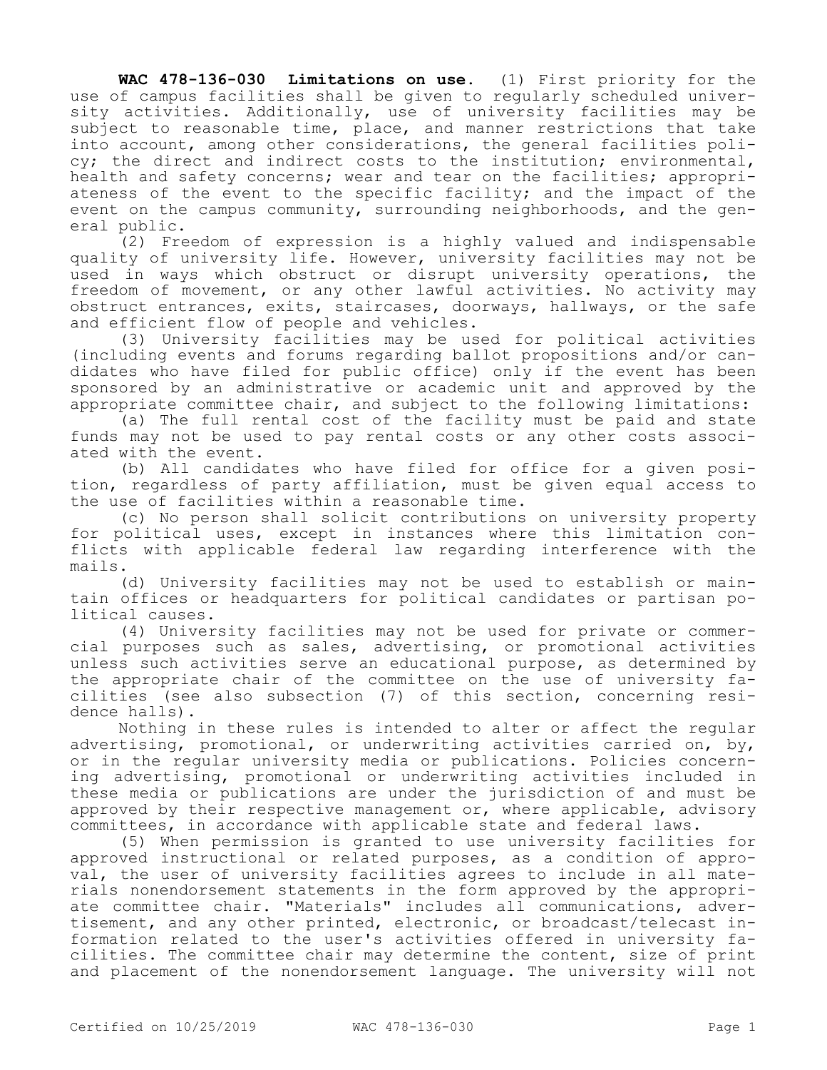**WAC 478-136-030 Limitations on use.** (1) First priority for the use of campus facilities shall be given to regularly scheduled university activities. Additionally, use of university facilities may be subject to reasonable time, place, and manner restrictions that take into account, among other considerations, the general facilities policy; the direct and indirect costs to the institution; environmental, health and safety concerns; wear and tear on the facilities; appropriateness of the event to the specific facility; and the impact of the event on the campus community, surrounding neighborhoods, and the general public.

(2) Freedom of expression is a highly valued and indispensable quality of university life. However, university facilities may not be used in ways which obstruct or disrupt university operations, the freedom of movement, or any other lawful activities. No activity may obstruct entrances, exits, staircases, doorways, hallways, or the safe and efficient flow of people and vehicles.

(3) University facilities may be used for political activities (including events and forums regarding ballot propositions and/or candidates who have filed for public office) only if the event has been sponsored by an administrative or academic unit and approved by the appropriate committee chair, and subject to the following limitations:

(a) The full rental cost of the facility must be paid and state funds may not be used to pay rental costs or any other costs associated with the event.

(b) All candidates who have filed for office for a given position, regardless of party affiliation, must be given equal access to the use of facilities within a reasonable time.

(c) No person shall solicit contributions on university property for political uses, except in instances where this limitation conflicts with applicable federal law regarding interference with the mails.

(d) University facilities may not be used to establish or maintain offices or headquarters for political candidates or partisan political causes.

(4) University facilities may not be used for private or commercial purposes such as sales, advertising, or promotional activities unless such activities serve an educational purpose, as determined by the appropriate chair of the committee on the use of university facilities (see also subsection (7) of this section, concerning residence halls).

Nothing in these rules is intended to alter or affect the regular advertising, promotional, or underwriting activities carried on, by, or in the regular university media or publications. Policies concerning advertising, promotional or underwriting activities included in these media or publications are under the jurisdiction of and must be approved by their respective management or, where applicable, advisory committees, in accordance with applicable state and federal laws.

(5) When permission is granted to use university facilities for approved instructional or related purposes, as a condition of approval, the user of university facilities agrees to include in all materials nonendorsement statements in the form approved by the appropriate committee chair. "Materials" includes all communications, advertisement, and any other printed, electronic, or broadcast/telecast information related to the user's activities offered in university facilities. The committee chair may determine the content, size of print and placement of the nonendorsement language. The university will not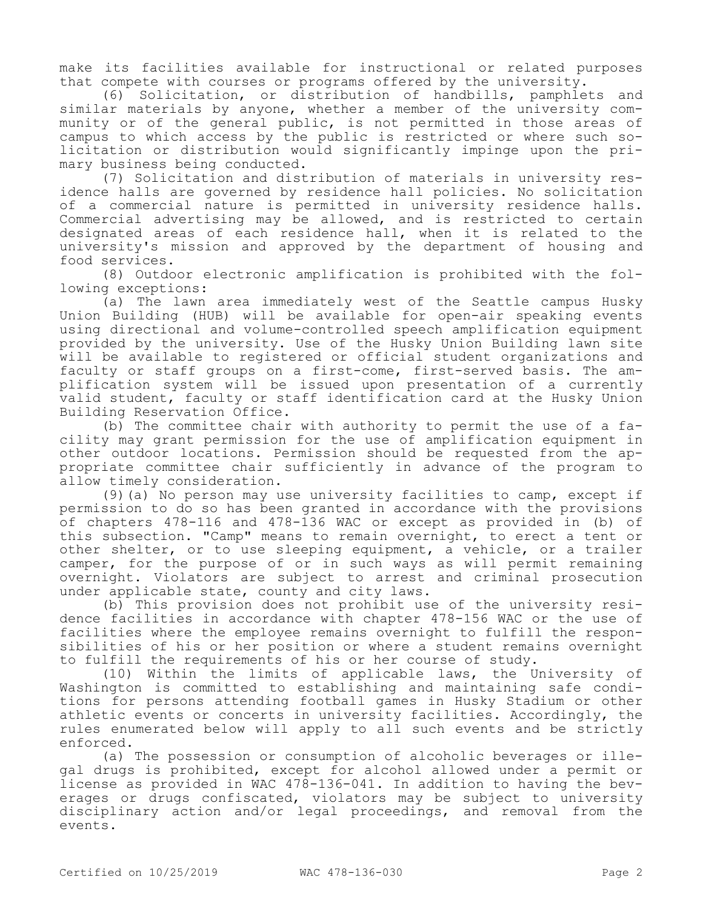make its facilities available for instructional or related purposes that compete with courses or programs offered by the university.

(6) Solicitation, or distribution of handbills, pamphlets and similar materials by anyone, whether a member of the university community or of the general public, is not permitted in those areas of campus to which access by the public is restricted or where such solicitation or distribution would significantly impinge upon the primary business being conducted.

(7) Solicitation and distribution of materials in university residence halls are governed by residence hall policies. No solicitation of a commercial nature is permitted in university residence halls. Commercial advertising may be allowed, and is restricted to certain designated areas of each residence hall, when it is related to the university's mission and approved by the department of housing and food services.

(8) Outdoor electronic amplification is prohibited with the following exceptions:

(a) The lawn area immediately west of the Seattle campus Husky Union Building (HUB) will be available for open-air speaking events using directional and volume-controlled speech amplification equipment provided by the university. Use of the Husky Union Building lawn site will be available to registered or official student organizations and faculty or staff groups on a first-come, first-served basis. The amplification system will be issued upon presentation of a currently valid student, faculty or staff identification card at the Husky Union Building Reservation Office.

(b) The committee chair with authority to permit the use of a facility may grant permission for the use of amplification equipment in other outdoor locations. Permission should be requested from the appropriate committee chair sufficiently in advance of the program to allow timely consideration.

(9)(a) No person may use university facilities to camp, except if permission to do so has been granted in accordance with the provisions of chapters 478-116 and 478-136 WAC or except as provided in (b) of this subsection. "Camp" means to remain overnight, to erect a tent or other shelter, or to use sleeping equipment, a vehicle, or a trailer camper, for the purpose of or in such ways as will permit remaining overnight. Violators are subject to arrest and criminal prosecution under applicable state, county and city laws.

(b) This provision does not prohibit use of the university residence facilities in accordance with chapter 478-156 WAC or the use of facilities where the employee remains overnight to fulfill the responsibilities of his or her position or where a student remains overnight to fulfill the requirements of his or her course of study.

(10) Within the limits of applicable laws, the University of Washington is committed to establishing and maintaining safe conditions for persons attending football games in Husky Stadium or other athletic events or concerts in university facilities. Accordingly, the rules enumerated below will apply to all such events and be strictly enforced.

(a) The possession or consumption of alcoholic beverages or illegal drugs is prohibited, except for alcohol allowed under a permit or license as provided in WAC 478-136-041. In addition to having the beverages or drugs confiscated, violators may be subject to university disciplinary action and/or legal proceedings, and removal from the events.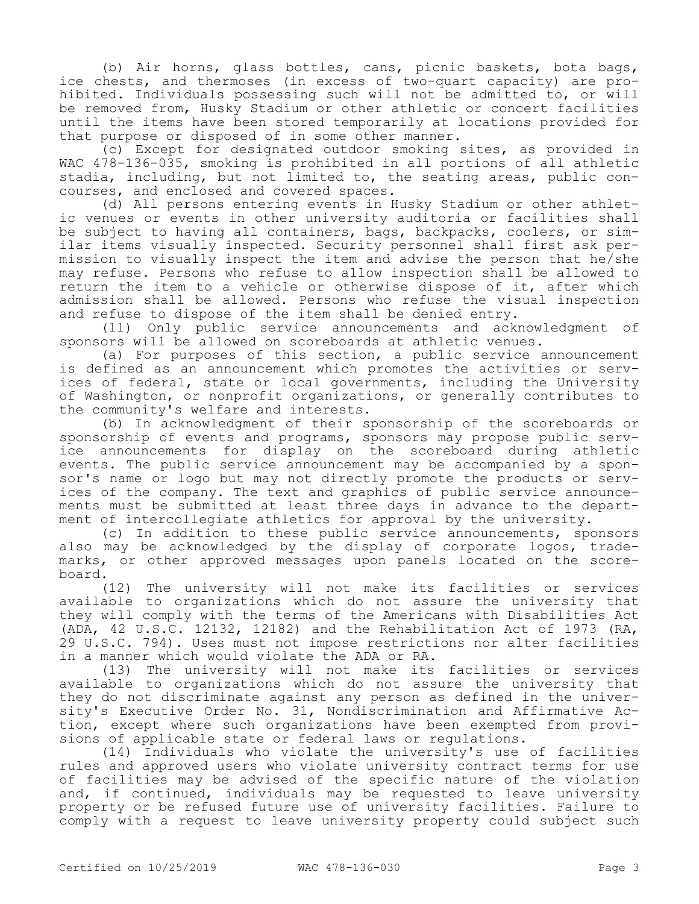(b) Air horns, glass bottles, cans, picnic baskets, bota bags, ice chests, and thermoses (in excess of two-quart capacity) are prohibited. Individuals possessing such will not be admitted to, or will be removed from, Husky Stadium or other athletic or concert facilities until the items have been stored temporarily at locations provided for that purpose or disposed of in some other manner.

(c) Except for designated outdoor smoking sites, as provided in WAC 478-136-035, smoking is prohibited in all portions of all athletic stadia, including, but not limited to, the seating areas, public concourses, and enclosed and covered spaces.

(d) All persons entering events in Husky Stadium or other athletic venues or events in other university auditoria or facilities shall be subject to having all containers, bags, backpacks, coolers, or similar items visually inspected. Security personnel shall first ask permission to visually inspect the item and advise the person that he/she may refuse. Persons who refuse to allow inspection shall be allowed to return the item to a vehicle or otherwise dispose of it, after which admission shall be allowed. Persons who refuse the visual inspection and refuse to dispose of the item shall be denied entry.

(11) Only public service announcements and acknowledgment of sponsors will be allowed on scoreboards at athletic venues.

(a) For purposes of this section, a public service announcement is defined as an announcement which promotes the activities or services of federal, state or local governments, including the University of Washington, or nonprofit organizations, or generally contributes to the community's welfare and interests.

(b) In acknowledgment of their sponsorship of the scoreboards or sponsorship of events and programs, sponsors may propose public service announcements for display on the scoreboard during athletic events. The public service announcement may be accompanied by a sponsor's name or logo but may not directly promote the products or services of the company. The text and graphics of public service announcements must be submitted at least three days in advance to the department of intercollegiate athletics for approval by the university.

(c) In addition to these public service announcements, sponsors also may be acknowledged by the display of corporate logos, trademarks, or other approved messages upon panels located on the scoreboard.

(12) The university will not make its facilities or services available to organizations which do not assure the university that they will comply with the terms of the Americans with Disabilities Act (ADA, 42 U.S.C. 12132, 12182) and the Rehabilitation Act of 1973 (RA, 29 U.S.C. 794). Uses must not impose restrictions nor alter facilities in a manner which would violate the ADA or RA.

(13) The university will not make its facilities or services available to organizations which do not assure the university that they do not discriminate against any person as defined in the university's Executive Order No. 31, Nondiscrimination and Affirmative Action, except where such organizations have been exempted from provisions of applicable state or federal laws or regulations.

(14) Individuals who violate the university's use of facilities rules and approved users who violate university contract terms for use of facilities may be advised of the specific nature of the violation and, if continued, individuals may be requested to leave university property or be refused future use of university facilities. Failure to comply with a request to leave university property could subject such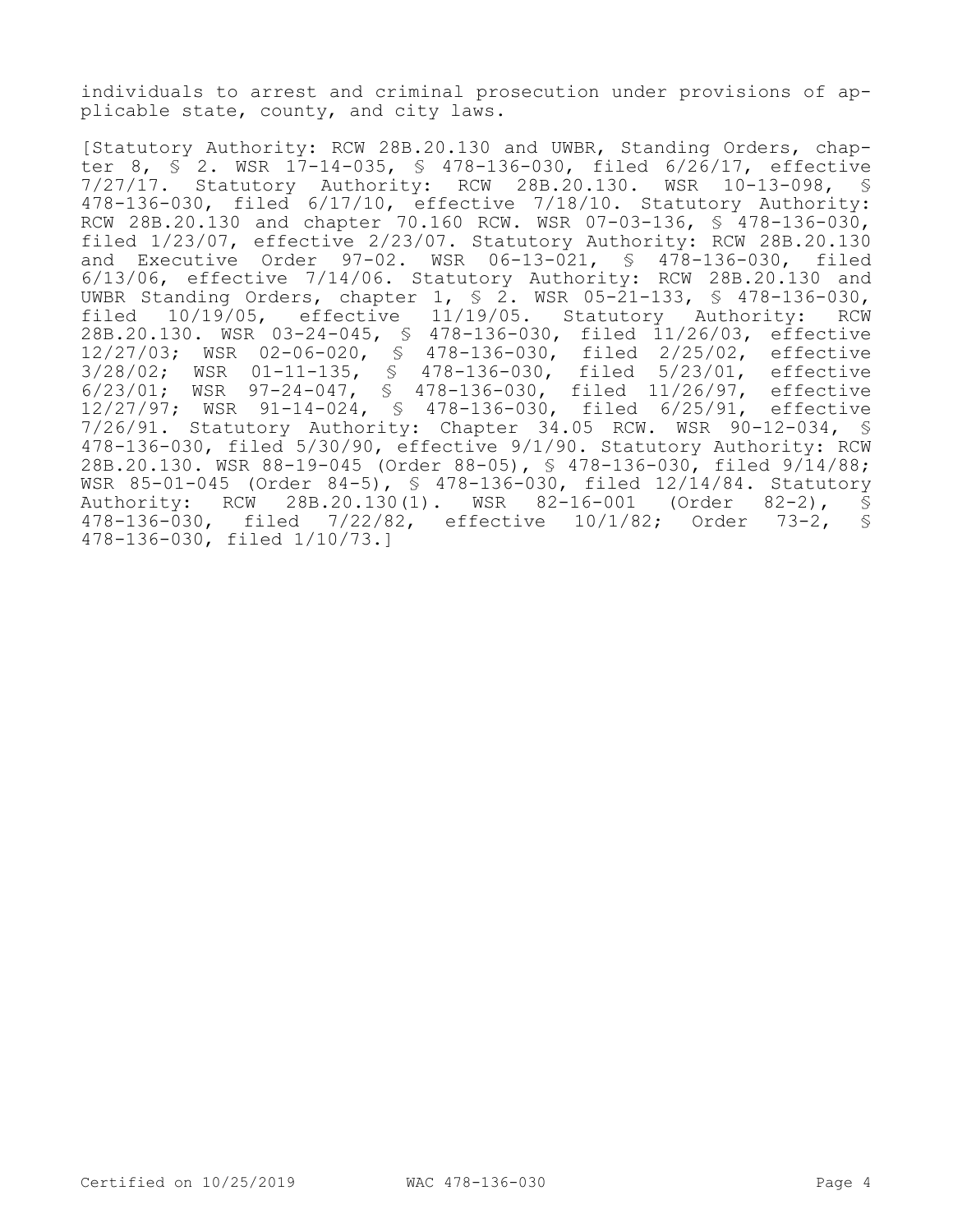individuals to arrest and criminal prosecution under provisions of applicable state, county, and city laws.

[Statutory Authority: RCW 28B.20.130 and UWBR, Standing Orders, chapter 8, § 2. WSR 17-14-035, § 478-136-030, filed 6/26/17, effective 7/27/17. Statutory Authority: RCW 28B.20.130. WSR 10-13-098, § 478-136-030, filed 6/17/10, effective 7/18/10. Statutory Authority: RCW 28B.20.130 and chapter 70.160 RCW. WSR 07-03-136, § 478-136-030, filed 1/23/07, effective 2/23/07. Statutory Authority: RCW 28B.20.130 and Executive Order 97-02. WSR 06-13-021, § 478-136-030, filed 6/13/06, effective 7/14/06. Statutory Authority: RCW 28B.20.130 and UWBR Standing Orders, chapter 1, § 2. WSR 05-21-133, § 478-136-030, filed 10/19/05, effective 11/19/05. Statutory Authority: RCW 28B.20.130. WSR 03-24-045, § 478-136-030, filed 11/26/03, effective 12/27/03; WSR 02-06-020, § 478-136-030, filed 2/25/02, effective 3/28/02; WSR 01-11-135, § 478-136-030, filed 5/23/01, effective 6/23/01; WSR 97-24-047, § 478-136-030, filed 11/26/97, effective 12/27/97; WSR 91-14-024, § 478-136-030, filed 6/25/91, effective 7/26/91. Statutory Authority: Chapter 34.05 RCW. WSR 90-12-034, § 478-136-030, filed 5/30/90, effective 9/1/90. Statutory Authority: RCW 28B.20.130. WSR 88-19-045 (Order 88-05), § 478-136-030, filed 9/14/88; WSR 85-01-045 (Order 84-5), § 478-136-030, filed 12/14/84. Statutory Authority: RCW 28B.20.130(1). WSR 82-16-001 (Order 82-2), § 478-136-030, filed 7/22/82, effective 10/1/82; Order 73-2, § 478-136-030, filed 1/10/73.]